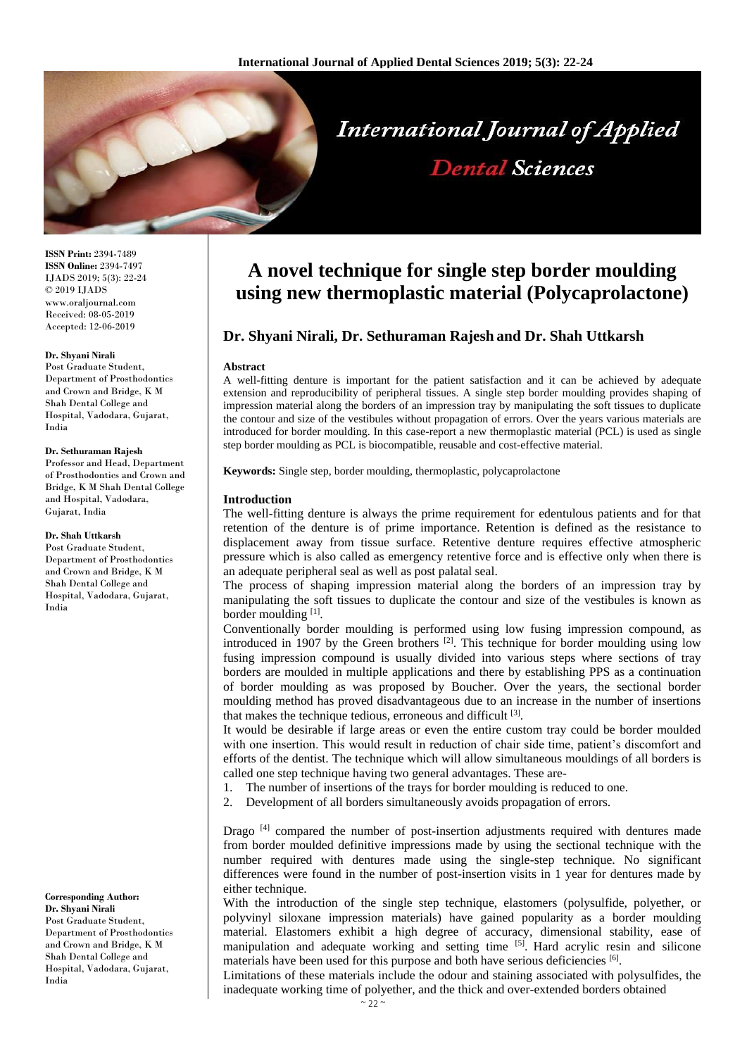# A novel technique for single step border moulding using new thermoplastic material (Polycaprolactone)

## Dr. Shyani Nirali, Dr. Sethuraman Rajesh and Dr. Shah Uttkarsh

ISSN Print: 2394-7489
ISSN Online: 2394-7497
IJADS 2019; 5(3): 22-24
© 2019 IJADS
www.oraljournal.com
Received: 08-05-2019
Accepted: 12-06-2019

**Dr. Shyani Nirali**
Post Graduate Student, Department of Prosthodontics and Crown and Bridge, K M Shah Dental College and Hospital, Vadodara, Gujarat, India

**Dr. Sethuraman Rajesh**
Professor and Head, Department of Prosthodontics and Crown and Bridge, K M Shah Dental College and Hospital, Vadodara, Gujarat, India

**Dr. Shah Uttkarsh**
Post Graduate Student, Department of Prosthodontics and Crown and Bridge, K M Shah Dental College and Hospital, Vadodara, Gujarat, India

**Corresponding Author:**
**Dr. Shyani Nirali**
Post Graduate Student, Department of Prosthodontics and Crown and Bridge, K M Shah Dental College and Hospital, Vadodara, Gujarat, India

### Abstract

A well-fitting denture is important for the patient satisfaction and it can be achieved by adequate extension and reproducibility of peripheral tissues. A single step border moulding provides shaping of impression material along the borders of an impression tray by manipulating the soft tissues to duplicate the contour and size of the vestibules without propagation of errors. Over the years various materials are introduced for border moulding. In this case-report a new thermoplastic material (PCL) is used as single step border moulding as PCL is biocompatible, reusable and cost-effective material.

**Keywords:** Single step, border moulding, thermoplastic, polycaprolactone

### Introduction

The well-fitting denture is always the prime requirement for edentulous patients and for that retention of the denture is of prime importance. Retention is defined as the resistance to displacement away from tissue surface. Retentive denture requires effective atmospheric pressure which is also called as emergency retentive force and is effective only when there is an adequate peripheral seal as well as post palatal seal.

The process of shaping impression material along the borders of an impression tray by manipulating the soft tissues to duplicate the contour and size of the vestibules is known as border moulding [1].

Conventionally border moulding is performed using low fusing impression compound, as introduced in 1907 by the Green brothers [2]. This technique for border moulding using low fusing impression compound is usually divided into various steps where sections of tray borders are moulded in multiple applications and there by establishing PPS as a continuation of border moulding as was proposed by Boucher. Over the years, the sectional border moulding method has proved disadvantageous due to an increase in the number of insertions that makes the technique tedious, erroneous and difficult [3].

It would be desirable if large areas or even the entire custom tray could be border moulded with one insertion. This would result in reduction of chair side time, patient's discomfort and efforts of the dentist. The technique which will allow simultaneous mouldings of all borders is called one step technique having two general advantages. These are-

1. The number of insertions of the trays for border moulding is reduced to one.
2. Development of all borders simultaneously avoids propagation of errors.

Drago [4] compared the number of post-insertion adjustments required with dentures made from border moulded definitive impressions made by using the sectional technique with the number required with dentures made using the single-step technique. No significant differences were found in the number of post-insertion visits in 1 year for dentures made by either technique.

With the introduction of the single step technique, elastomers (polysulfide, polyether, or polyvinyl siloxane impression materials) have gained popularity as a border moulding material. Elastomers exhibit a high degree of accuracy, dimensional stability, ease of manipulation and adequate working and setting time [5]. Hard acrylic resin and silicone materials have been used for this purpose and both have serious deficiencies [6].

Limitations of these materials include the odour and staining associated with polysulfides, the inadequate working time of polyether, and the thick and over-extended borders obtained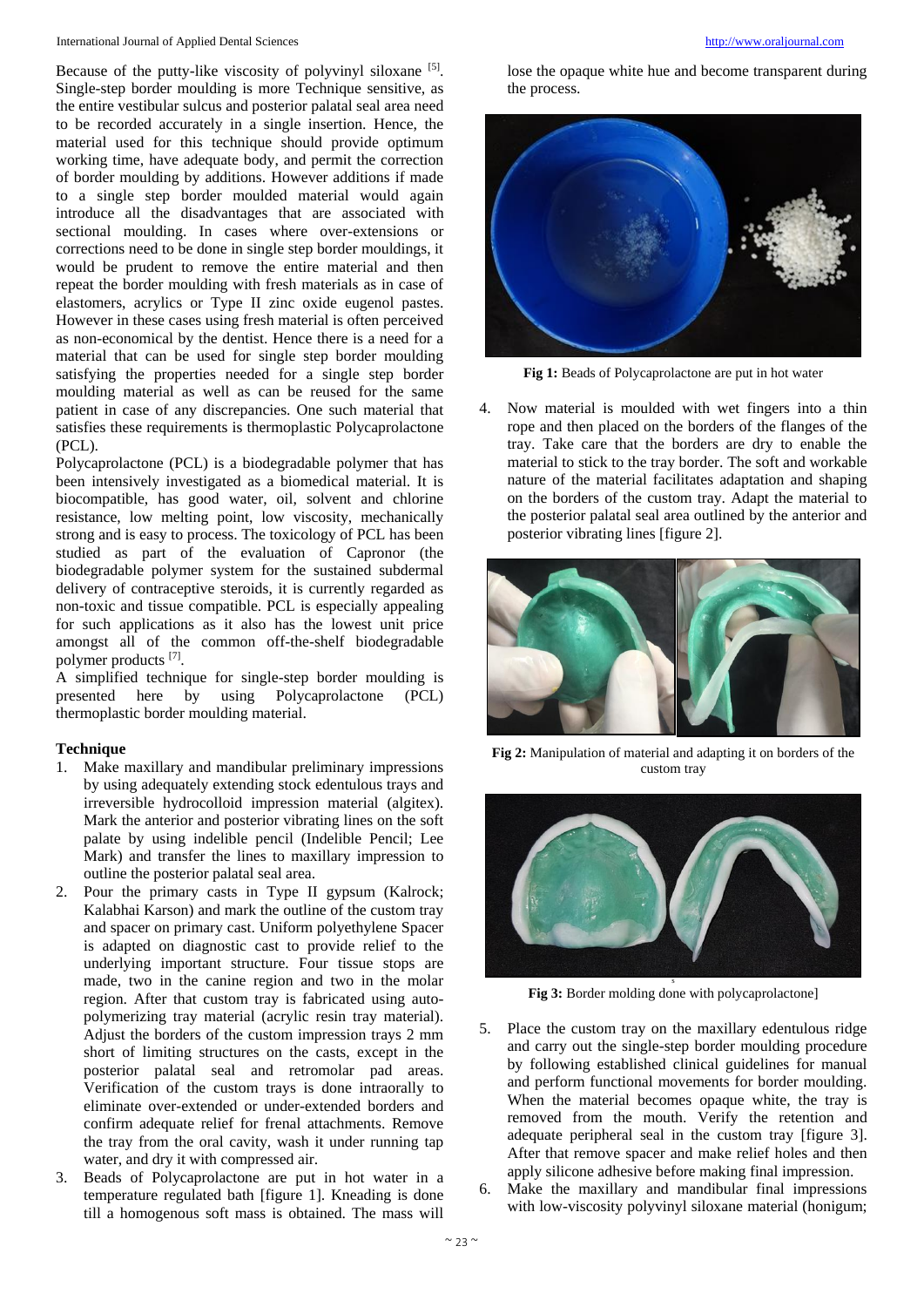Because of the putty-like viscosity of polyvinyl siloxane [5]. Single-step border moulding is more Technique sensitive, as the entire vestibular sulcus and posterior palatal seal area need to be recorded accurately in a single insertion. Hence, the material used for this technique should provide optimum working time, have adequate body, and permit the correction of border moulding by additions. However additions if made to a single step border moulded material would again introduce all the disadvantages that are associated with sectional moulding. In cases where over-extensions or corrections need to be done in single step border mouldings, it would be prudent to remove the entire material and then repeat the border moulding with fresh materials as in case of elastomers, acrylics or Type II zinc oxide eugenol pastes. However in these cases using fresh material is often perceived as non-economical by the dentist. Hence there is a need for a material that can be used for single step border moulding satisfying the properties needed for a single step border moulding material as well as can be reused for the same patient in case of any discrepancies. One such material that satisfies these requirements is thermoplastic Polycaprolactone (PCL).

Polycaprolactone (PCL) is a biodegradable polymer that has been intensively investigated as a biomedical material. It is biocompatible, has good water, oil, solvent and chlorine resistance, low melting point, low viscosity, mechanically strong and is easy to process. The toxicology of PCL has been studied as part of the evaluation of Capronor (the biodegradable polymer system for the sustained subdermal delivery of contraceptive steroids, it is currently regarded as non-toxic and tissue compatible. PCL is especially appealing for such applications as it also has the lowest unit price amongst all of the common off-the-shelf biodegradable polymer products [7].

A simplified technique for single-step border moulding is presented here by using Polycaprolactone (PCL) thermoplastic border moulding material.

## Technique

1. Make maxillary and mandibular preliminary impressions by using adequately extending stock edentulous trays and irreversible hydrocolloid impression material (algitex). Mark the anterior and posterior vibrating lines on the soft palate by using indelible pencil (Indelible Pencil; Lee Mark) and transfer the lines to maxillary impression to outline the posterior palatal seal area.
2. Pour the primary casts in Type II gypsum (Kalrock; Kalabhai Karson) and mark the outline of the custom tray and spacer on primary cast. Uniform polyethylene Spacer is adapted on diagnostic cast to provide relief to the underlying important structure. Four tissue stops are made, two in the canine region and two in the molar region. After that custom tray is fabricated using auto-polymerizing tray material (acrylic resin tray material). Adjust the borders of the custom impression trays 2 mm short of limiting structures on the casts, except in the posterior palatal seal and retromolar pad areas. Verification of the custom trays is done intraorally to eliminate over-extended or under-extended borders and confirm adequate relief for frenal attachments. Remove the tray from the oral cavity, wash it under running tap water, and dry it with compressed air.
3. Beads of Polycaprolactone are put in hot water in a temperature regulated bath [figure 1]. Kneading is done till a homogenous soft mass is obtained. The mass will lose the opaque white hue and become transparent during the process.

**Fig 1:** Beads of Polycaprolactone are put in hot water

4. Now material is moulded with wet fingers into a thin rope and then placed on the borders of the flanges of the tray. Take care that the borders are dry to enable the material to stick to the tray border. The soft and workable nature of the material facilitates adaptation and shaping on the borders of the custom tray. Adapt the material to the posterior palatal seal area outlined by the anterior and posterior vibrating lines [figure 2].

**Fig 2:** Manipulation of material and adapting it on borders of the custom tray

**Fig 3:** Border molding done with polycaprolactone]

5. Place the custom tray on the maxillary edentulous ridge and carry out the single-step border moulding procedure by following established clinical guidelines for manual and perform functional movements for border moulding. When the material becomes opaque white, the tray is removed from the mouth. Verify the retention and adequate peripheral seal in the custom tray [figure 3]. After that remove spacer and make relief holes and then apply silicone adhesive before making final impression.
6. Make the maxillary and mandibular final impressions with low-viscosity polyvinyl siloxane material (honigum;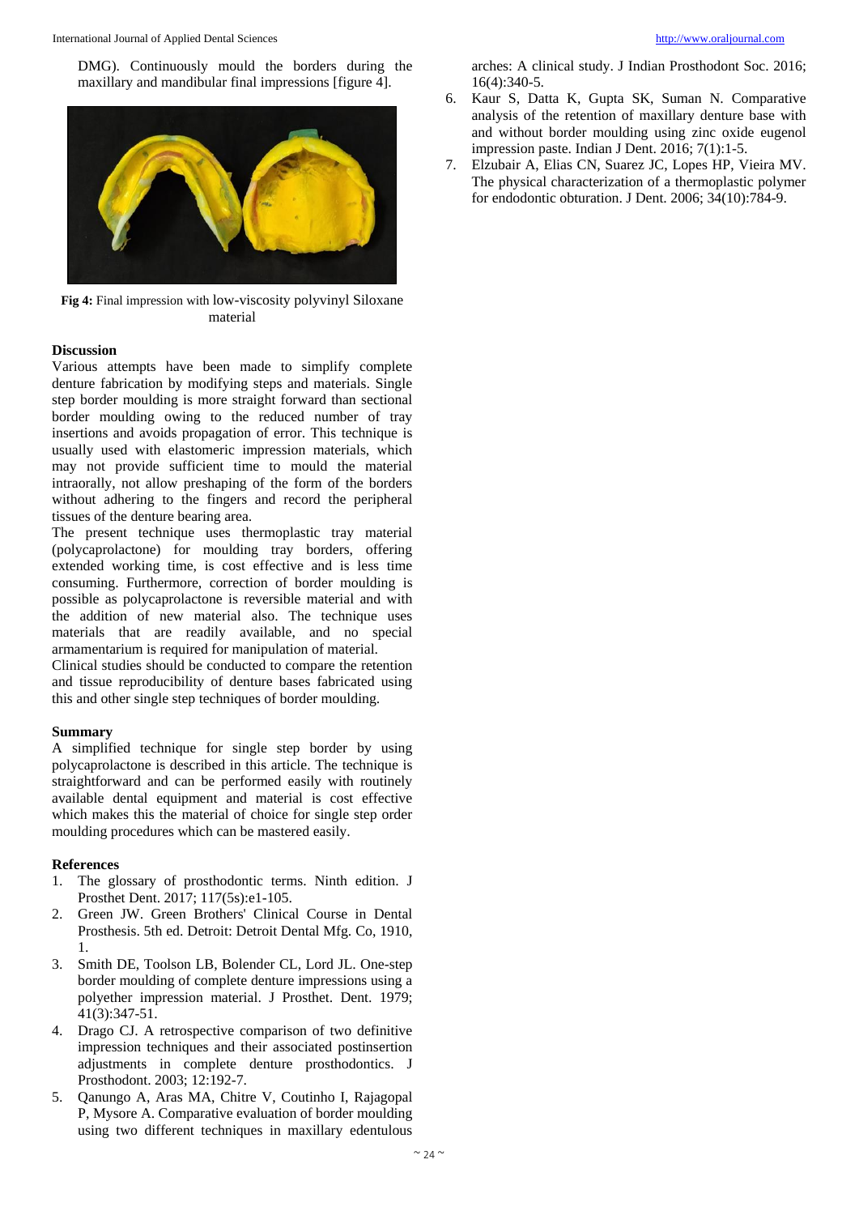DMG). Continuously mould the borders during the maxillary and mandibular final impressions [figure 4].

**Fig 4:** Final impression with low-viscosity polyvinyl Siloxane material

**Discussion**

Various attempts have been made to simplify complete denture fabrication by modifying steps and materials. Single step border moulding is more straight forward than sectional border moulding owing to the reduced number of tray insertions and avoids propagation of error. This technique is usually used with elastomeric impression materials, which may not provide sufficient time to mould the material intraorally, not allow preshaping of the form of the borders without adhering to the fingers and record the peripheral tissues of the denture bearing area.

The present technique uses thermoplastic tray material (polycaprolactone) for moulding tray borders, offering extended working time, is cost effective and is less time consuming. Furthermore, correction of border moulding is possible as polycaprolactone is reversible material and with the addition of new material also. The technique uses materials that are readily available, and no special armamentarium is required for manipulation of material.

Clinical studies should be conducted to compare the retention and tissue reproducibility of denture bases fabricated using this and other single step techniques of border moulding.

**Summary**

A simplified technique for single step border by using polycaprolactone is described in this article. The technique is straightforward and can be performed easily with routinely available dental equipment and material is cost effective which makes this the material of choice for single step order moulding procedures which can be mastered easily.

**References**

1. The glossary of prosthodontic terms. Ninth edition. J Prosthet Dent. 2017; 117(5s):e1-105.
2. Green JW. Green Brothers' Clinical Course in Dental Prosthesis. 5th ed. Detroit: Detroit Dental Mfg. Co, 1910, 1.
3. Smith DE, Toolson LB, Bolender CL, Lord JL. One-step border moulding of complete denture impressions using a polyether impression material. J Prosthet. Dent. 1979; 41(3):347-51.
4. Drago CJ. A retrospective comparison of two definitive impression techniques and their associated postinsertion adjustments in complete denture prosthodontics. J Prosthodont. 2003; 12:192-7.
5. Qanungo A, Aras MA, Chitre V, Coutinho I, Rajagopal P, Mysore A. Comparative evaluation of border moulding using two different techniques in maxillary edentulous arches: A clinical study. J Indian Prosthodont Soc. 2016; 16(4):340-5.
6. Kaur S, Datta K, Gupta SK, Suman N. Comparative analysis of the retention of maxillary denture base with and without border moulding using zinc oxide eugenol impression paste. Indian J Dent. 2016; 7(1):1-5.
7. Elzubair A, Elias CN, Suarez JC, Lopes HP, Vieira MV. The physical characterization of a thermoplastic polymer for endodontic obturation. J Dent. 2006; 34(10):784-9.